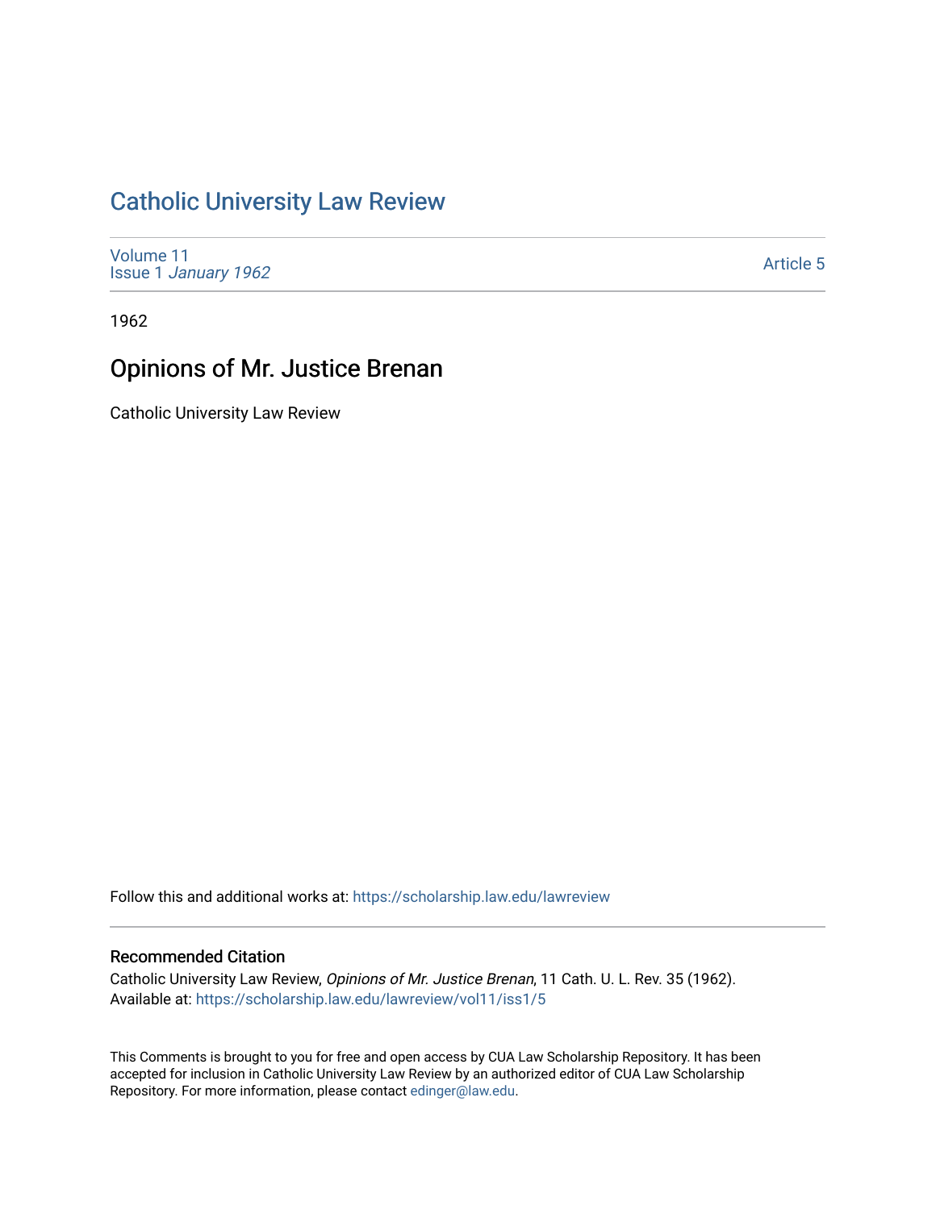# Catholic University Law Review

Volume 11
Issue 1 *January 1962*

Article 5

1962

## Opinions of Mr. Justice Brenan

Catholic University Law Review

Follow this and additional works at: https://scholarship.law.edu/lawreview

### Recommended Citation

Catholic University Law Review, *Opinions of Mr. Justice Brenan*, 11 Cath. U. L. Rev. 35 (1962).
Available at: https://scholarship.law.edu/lawreview/vol11/iss1/5

This Comments is brought to you for free and open access by CUA Law Scholarship Repository. It has been accepted for inclusion in Catholic University Law Review by an authorized editor of CUA Law Scholarship Repository. For more information, please contact edinger@law.edu.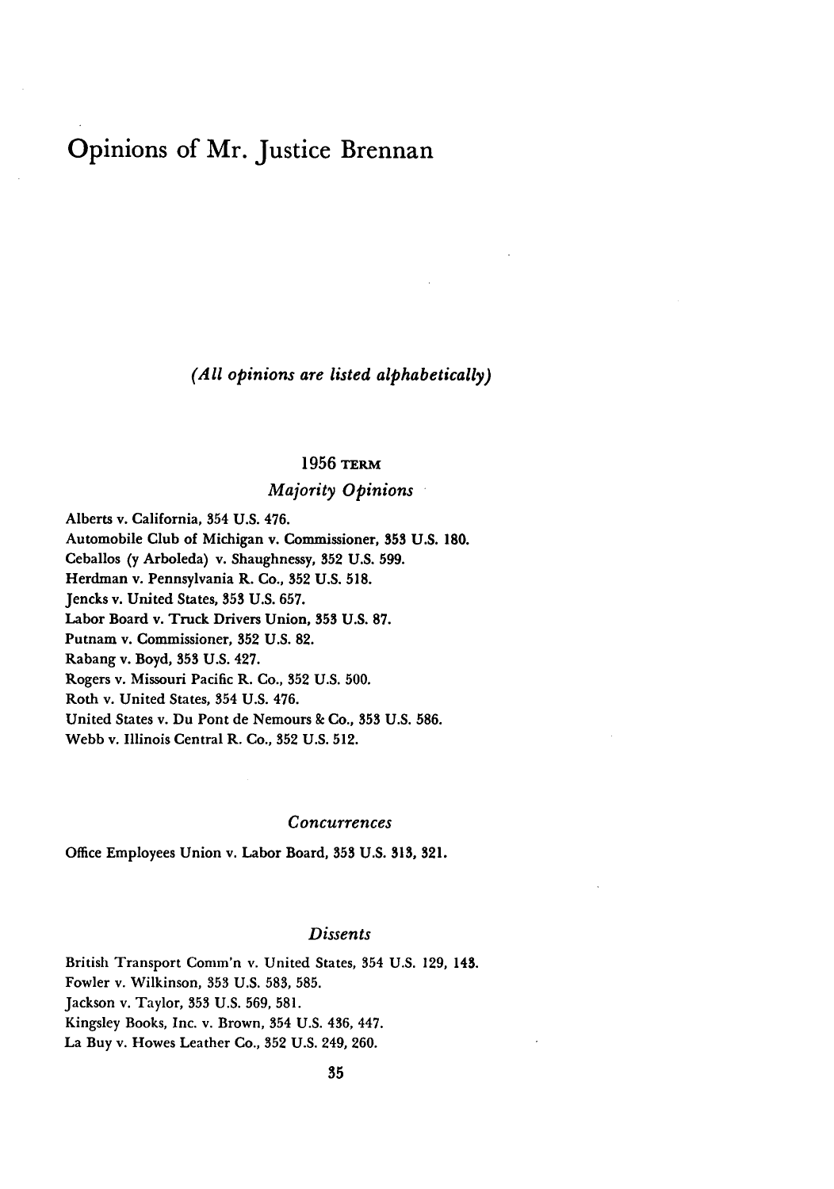# Opinions of Mr. Justice Brennan

*(All opinions are listed alphabetically)*

## 1956 TERM

### *Majority Opinions*

Alberts v. California, 354 U.S. 476.
Automobile Club of Michigan v. Commissioner, 353 U.S. 180.
Ceballos (y Arboleda) v. Shaughnessy, 352 U.S. 599.
Herdman v. Pennsylvania R. Co., 352 U.S. 518.
Jencks v. United States, 353 U.S. 657.
Labor Board v. Truck Drivers Union, 353 U.S. 87.
Putnam v. Commissioner, 352 U.S. 82.
Rabang v. Boyd, 353 U.S. 427.
Rogers v. Missouri Pacific R. Co., 352 U.S. 500.
Roth v. United States, 354 U.S. 476.
United States v. Du Pont de Nemours & Co., 353 U.S. 586.
Webb v. Illinois Central R. Co., 352 U.S. 512.

### *Concurrences*

Office Employees Union v. Labor Board, 353 U.S. 313, 321.

### *Dissents*

British Transport Comm'n v. United States, 354 U.S. 129, 143.
Fowler v. Wilkinson, 353 U.S. 583, 585.
Jackson v. Taylor, 353 U.S. 569, 581.
Kingsley Books, Inc. v. Brown, 354 U.S. 436, 447.
La Buy v. Howes Leather Co., 352 U.S. 249, 260.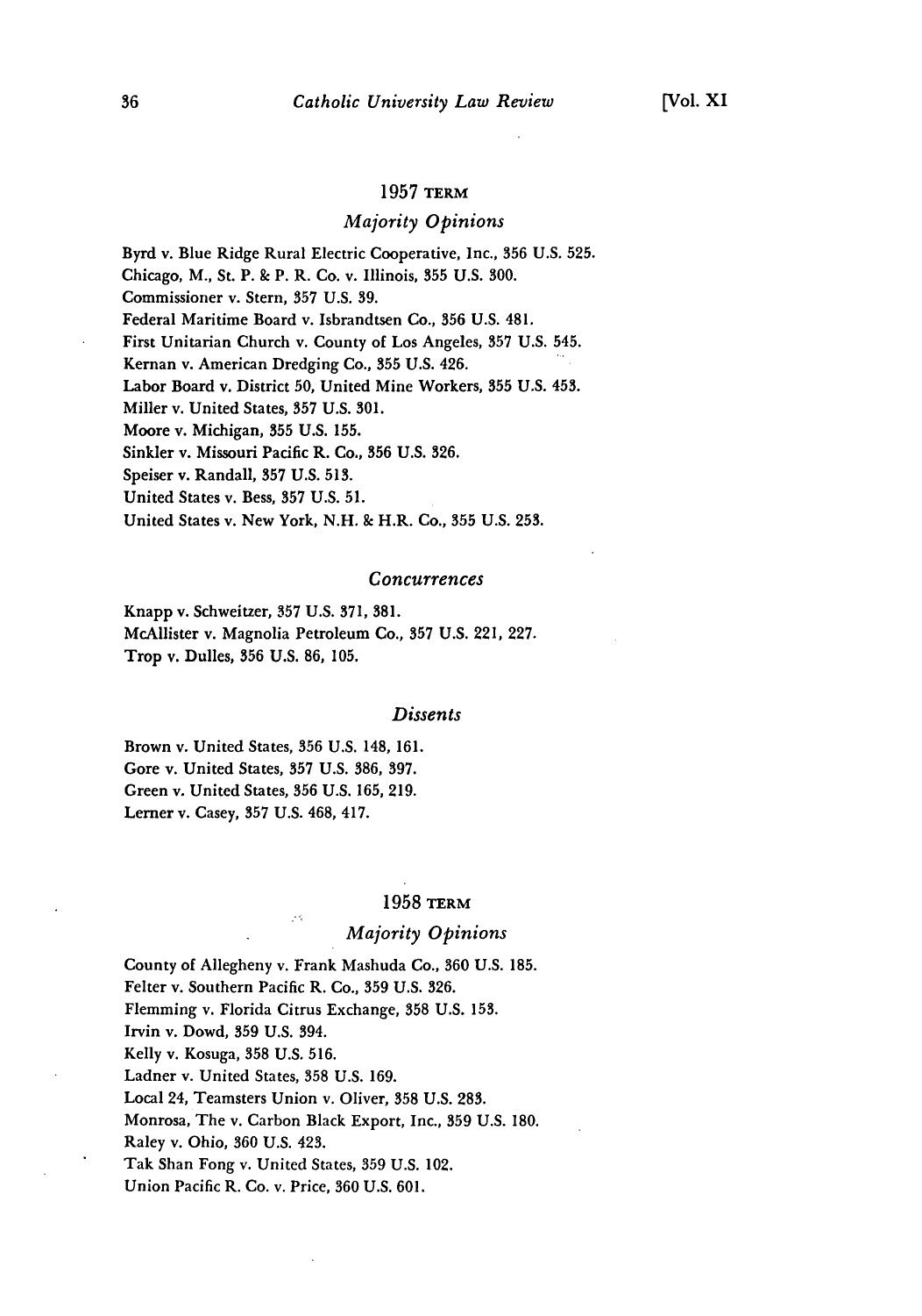## 1957 TERM

### *Majority Opinions*

Byrd v. Blue Ridge Rural Electric Cooperative, Inc., 356 U.S. 525.
Chicago, M., St. P. & P. R. Co. v. Illinois, 355 U.S. 300.
Commissioner v. Stern, 357 U.S. 39.
Federal Maritime Board v. Isbrandtsen Co., 356 U.S. 481.
First Unitarian Church v. County of Los Angeles, 357 U.S. 545.
Kernan v. American Dredging Co., 355 U.S. 426.
Labor Board v. District 50, United Mine Workers, 355 U.S. 453.
Miller v. United States, 357 U.S. 301.
Moore v. Michigan, 355 U.S. 155.
Sinkler v. Missouri Pacific R. Co., 356 U.S. 326.
Speiser v. Randall, 357 U.S. 513.
United States v. Bess, 357 U.S. 51.
United States v. New York, N.H. & H.R. Co., 355 U.S. 253.

### *Concurrences*

Knapp v. Schweitzer, 357 U.S. 371, 381.
McAllister v. Magnolia Petroleum Co., 357 U.S. 221, 227.
Trop v. Dulles, 356 U.S. 86, 105.

### *Dissents*

Brown v. United States, 356 U.S. 148, 161.
Gore v. United States, 357 U.S. 386, 397.
Green v. United States, 356 U.S. 165, 219.
Lerner v. Casey, 357 U.S. 468, 417.

## 1958 TERM

### *Majority Opinions*

County of Allegheny v. Frank Mashuda Co., 360 U.S. 185.
Felter v. Southern Pacific R. Co., 359 U.S. 326.
Flemming v. Florida Citrus Exchange, 358 U.S. 153.
Irvin v. Dowd, 359 U.S. 394.
Kelly v. Kosuga, 358 U.S. 516.
Ladner v. United States, 358 U.S. 169.
Local 24, Teamsters Union v. Oliver, 358 U.S. 283.
Monrosa, The v. Carbon Black Export, Inc., 359 U.S. 180.
Raley v. Ohio, 360 U.S. 423.
Tak Shan Fong v. United States, 359 U.S. 102.
Union Pacific R. Co. v. Price, 360 U.S. 601.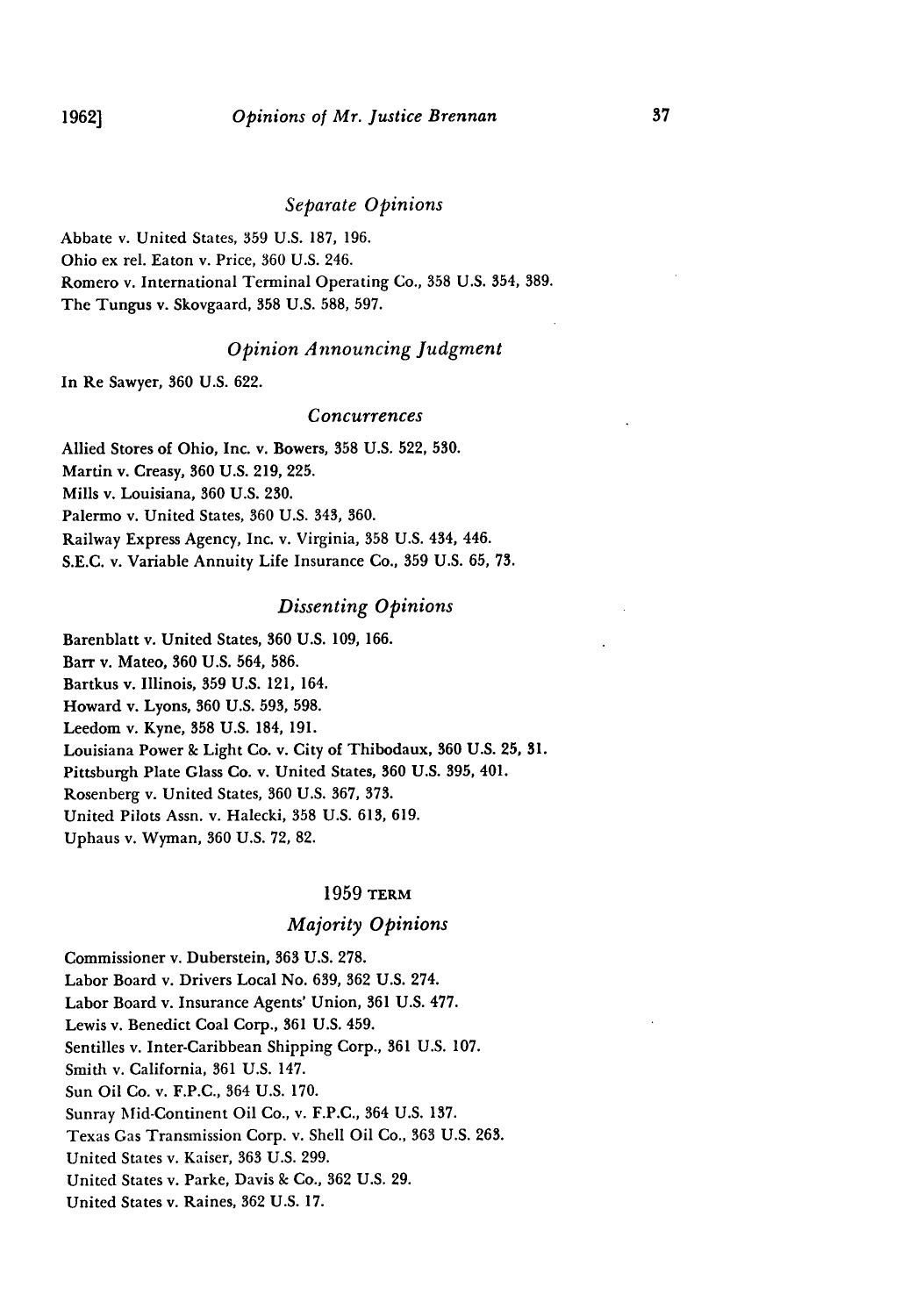### *Separate Opinions*

Abbate v. United States, 359 U.S. 187, 196.
Ohio ex rel. Eaton v. Price, 360 U.S. 246.
Romero v. International Terminal Operating Co., 358 U.S. 354, 389.
The Tungus v. Skovgaard, 358 U.S. 588, 597.

### *Opinion Announcing Judgment*

In Re Sawyer, 360 U.S. 622.

### *Concurrences*

Allied Stores of Ohio, Inc. v. Bowers, 358 U.S. 522, 530.
Martin v. Creasy, 360 U.S. 219, 225.
Mills v. Louisiana, 360 U.S. 230.
Palermo v. United States, 360 U.S. 343, 360.
Railway Express Agency, Inc. v. Virginia, 358 U.S. 434, 446.
S.E.C. v. Variable Annuity Life Insurance Co., 359 U.S. 65, 73.

### *Dissenting Opinions*

Barenblatt v. United States, 360 U.S. 109, 166.
Barr v. Mateo, 360 U.S. 564, 586.
Bartkus v. Illinois, 359 U.S. 121, 164.
Howard v. Lyons, 360 U.S. 593, 598.
Leedom v. Kyne, 358 U.S. 184, 191.
Louisiana Power & Light Co. v. City of Thibodaux, 360 U.S. 25, 31.
Pittsburgh Plate Glass Co. v. United States, 360 U.S. 395, 401.
Rosenberg v. United States, 360 U.S. 367, 373.
United Pilots Assn. v. Halecki, 358 U.S. 613, 619.
Uphaus v. Wyman, 360 U.S. 72, 82.

## 1959 TERM

### *Majority Opinions*

Commissioner v. Duberstein, 363 U.S. 278.
Labor Board v. Drivers Local No. 639, 362 U.S. 274.
Labor Board v. Insurance Agents' Union, 361 U.S. 477.
Lewis v. Benedict Coal Corp., 361 U.S. 459.
Sentilles v. Inter-Caribbean Shipping Corp., 361 U.S. 107.
Smith v. California, 361 U.S. 147.
Sun Oil Co. v. F.P.C., 364 U.S. 170.
Sunray Mid-Continent Oil Co., v. F.P.C., 364 U.S. 137.
Texas Gas Transmission Corp. v. Shell Oil Co., 363 U.S. 263.
United States v. Kaiser, 363 U.S. 299.
United States v. Parke, Davis & Co., 362 U.S. 29.
United States v. Raines, 362 U.S. 17.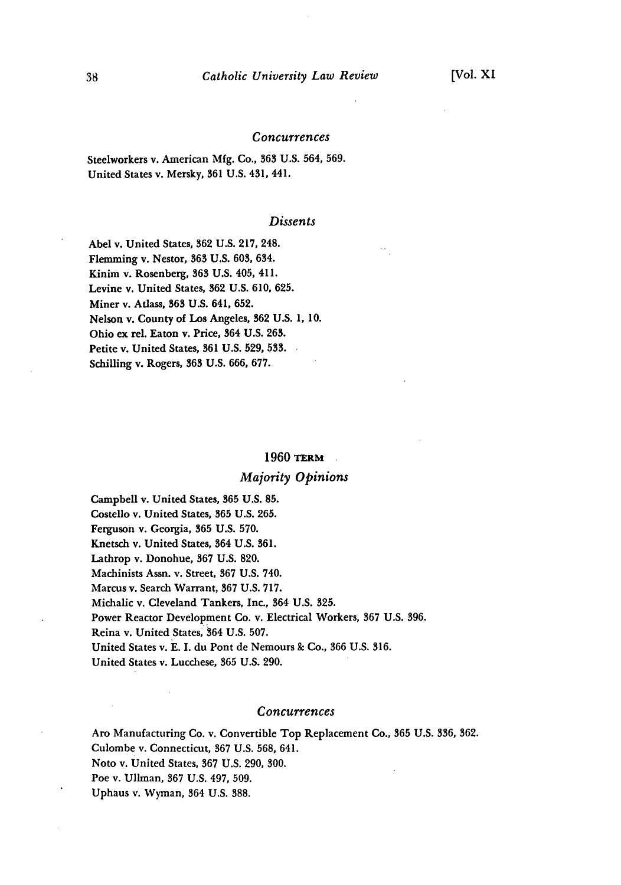### *Concurrences*

Steelworkers v. American Mfg. Co., 363 U.S. 564, 569.
United States v. Mersky, 361 U.S. 431, 441.

### *Dissents*

Abel v. United States, 362 U.S. 217, 248.
Flemming v. Nestor, 363 U.S. 603, 634.
Kinim v. Rosenberg, 363 U.S. 405, 411.
Levine v. United States, 362 U.S. 610, 625.
Miner v. Atlass, 363 U.S. 641, 652.
Nelson v. County of Los Angeles, 362 U.S. 1, 10.
Ohio ex rel. Eaton v. Price, 364 U.S. 263.
Petite v. United States, 361 U.S. 529, 533.
Schilling v. Rogers, 363 U.S. 666, 677.

## 1960 TERM

### *Majority Opinions*

Campbell v. United States, 365 U.S. 85.
Costello v. United States, 365 U.S. 265.
Ferguson v. Georgia, 365 U.S. 570.
Knetsch v. United States, 364 U.S. 361.
Lathrop v. Donohue, 367 U.S. 820.
Machinists Assn. v. Street, 367 U.S. 740.
Marcus v. Search Warrant, 367 U.S. 717.
Michalic v. Cleveland Tankers, Inc., 364 U.S. 325.
Power Reactor Development Co. v. Electrical Workers, 367 U.S. 396.
Reina v. United States, 364 U.S. 507.
United States v. E. I. du Pont de Nemours & Co., 366 U.S. 316.
United States v. Lucchese, 365 U.S. 290.

### *Concurrences*

Aro Manufacturing Co. v. Convertible Top Replacement Co., 365 U.S. 336, 362.
Culombe v. Connecticut, 367 U.S. 568, 641.
Noto v. United States, 367 U.S. 290, 300.
Poe v. Ullman, 367 U.S. 497, 509.
Uphaus v. Wyman, 364 U.S. 388.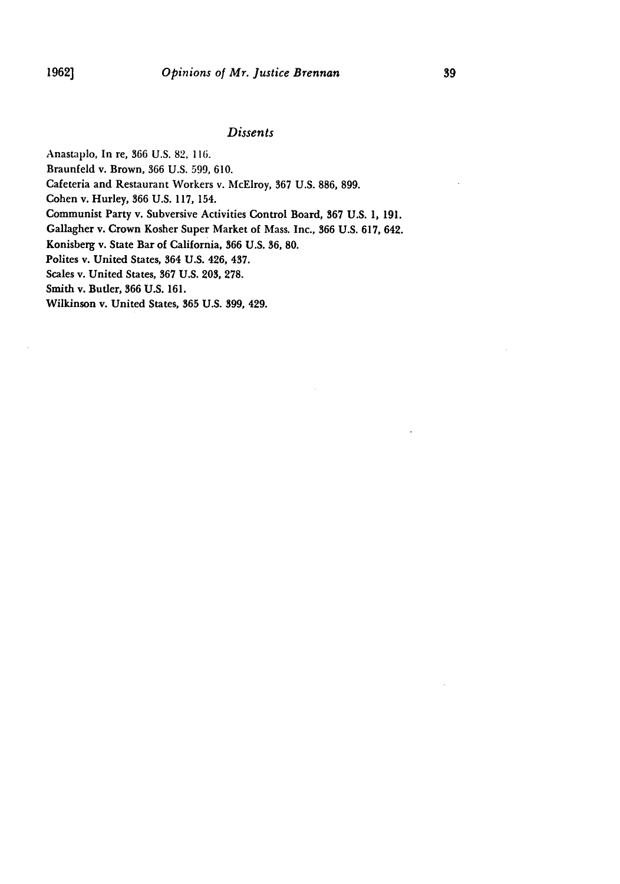### *Dissents*

Anastaplo, In re, 366 U.S. 82, 116.
Braunfeld v. Brown, 366 U.S. 599, 610.
Cafeteria and Restaurant Workers v. McElroy, 367 U.S. 886, 899.
Cohen v. Hurley, 366 U.S. 117, 154.
Communist Party v. Subversive Activities Control Board, 367 U.S. 1, 191.
Gallagher v. Crown Kosher Super Market of Mass. Inc., 366 U.S. 617, 642.
Konisberg v. State Bar of California, 366 U.S. 36, 80.
Polites v. United States, 364 U.S. 426, 437.
Scales v. United States, 367 U.S. 203, 278.
Smith v. Butler, 366 U.S. 161.
Wilkinson v. United States, 365 U.S. 399, 429.